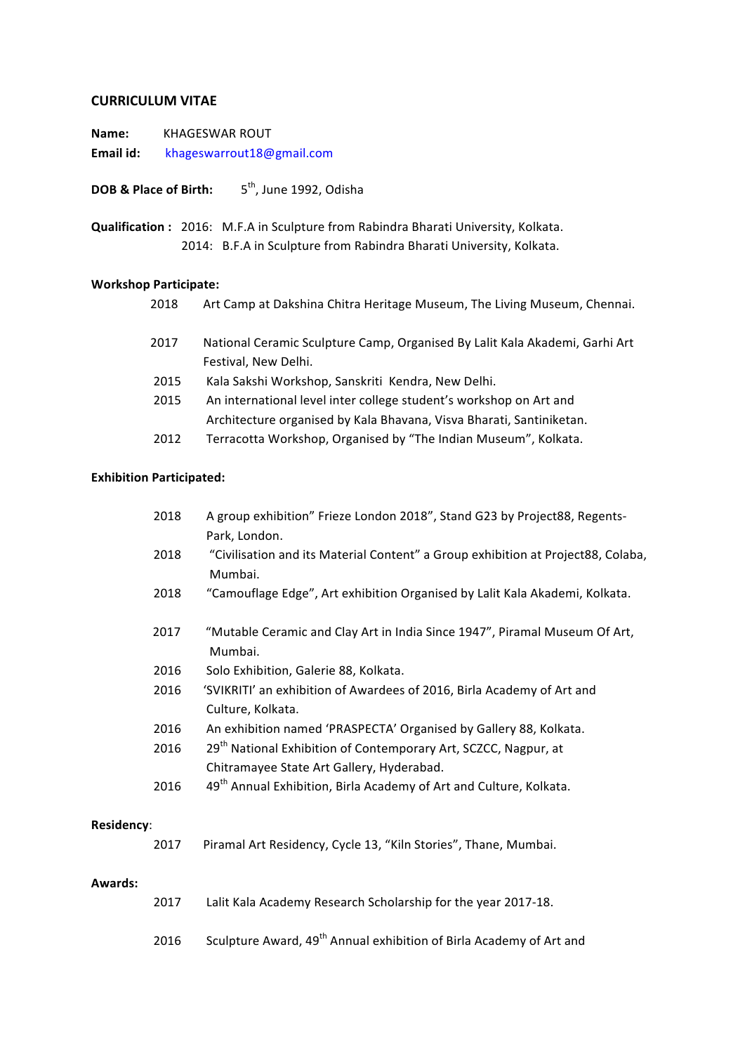## CURRICULUM VITAE

**Name:** KHAGESWAR ROUT

**Email id:** khageswarrout18@gmail.com

**DOB & Place of Birth:** 5th, June 1992, Odisha

**Qualification :**
2016: M.F.A in Sculpture from Rabindra Bharati University, Kolkata.
2014: B.F.A in Sculpture from Rabindra Bharati University, Kolkata.

### Workshop Participate:

2018 Art Camp at Dakshina Chitra Heritage Museum, The Living Museum, Chennai.

2017 National Ceramic Sculpture Camp, Organised By Lalit Kala Akademi, Garhi Art Festival, New Delhi.

2015 Kala Sakshi Workshop, Sanskriti Kendra, New Delhi.

2015 An international level inter college student's workshop on Art and Architecture organised by Kala Bhavana, Visva Bharati, Santiniketan.

2012 Terracotta Workshop, Organised by "The Indian Museum", Kolkata.

### Exhibition Participated:

2018 A group exhibition" Frieze London 2018", Stand G23 by Project88, Regents-Park, London.

2018 "Civilisation and its Material Content" a Group exhibition at Project88, Colaba, Mumbai.

2018 "Camouflage Edge", Art exhibition Organised by Lalit Kala Akademi, Kolkata.

2017 "Mutable Ceramic and Clay Art in India Since 1947", Piramal Museum Of Art, Mumbai.

2016 Solo Exhibition, Galerie 88, Kolkata.

2016 'SVIKRITI' an exhibition of Awardees of 2016, Birla Academy of Art and Culture, Kolkata.

2016 An exhibition named 'PRASPECTA' Organised by Gallery 88, Kolkata.

2016 29th National Exhibition of Contemporary Art, SCZCC, Nagpur, at Chitramayee State Art Gallery, Hyderabad.

2016 49th Annual Exhibition, Birla Academy of Art and Culture, Kolkata.

### Residency:

2017 Piramal Art Residency, Cycle 13, "Kiln Stories", Thane, Mumbai.

### Awards:

2017 Lalit Kala Academy Research Scholarship for the year 2017-18.

2016 Sculpture Award, 49th Annual exhibition of Birla Academy of Art and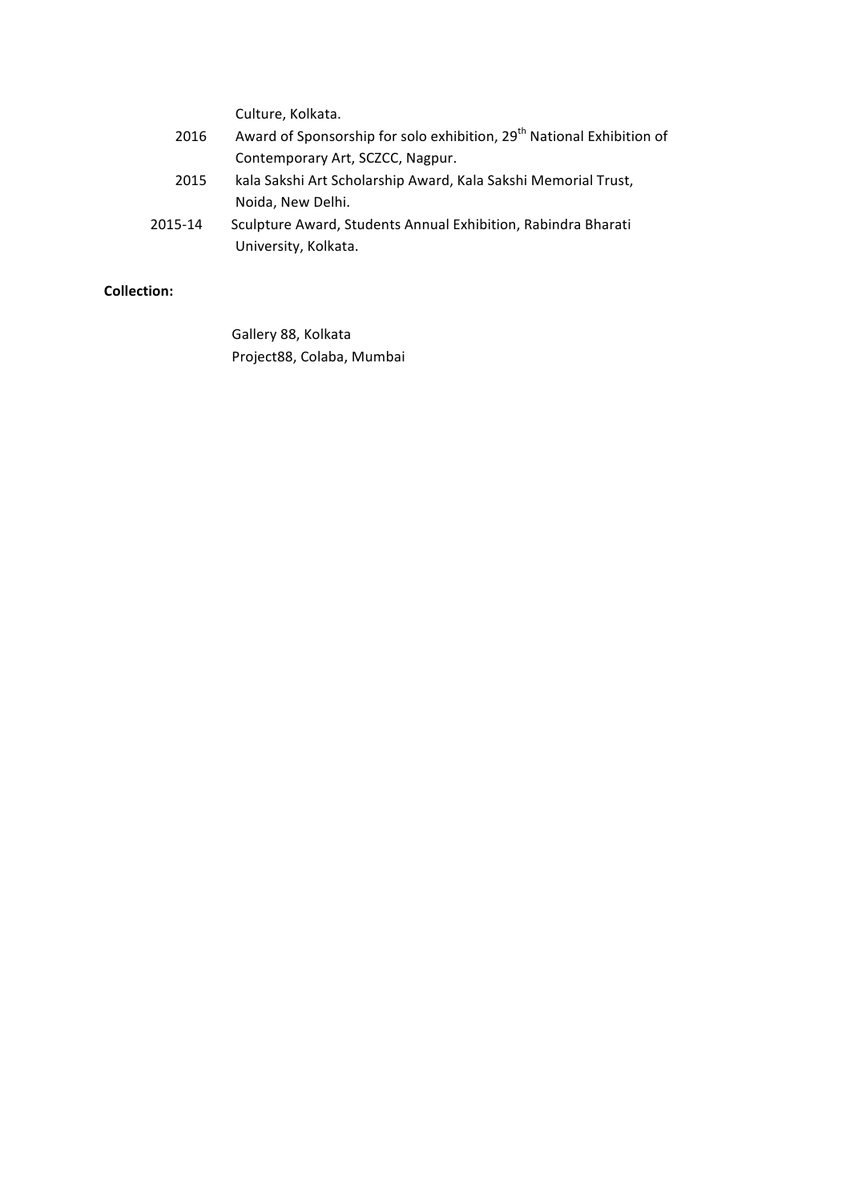Culture, Kolkata.

2016 Award of Sponsorship for solo exhibition, 29th National Exhibition of Contemporary Art, SCZCC, Nagpur.

2015 kala Sakshi Art Scholarship Award, Kala Sakshi Memorial Trust, Noida, New Delhi.

2015-14 Sculpture Award, Students Annual Exhibition, Rabindra Bharati University, Kolkata.

**Collection:**

Gallery 88, Kolkata
Project88, Colaba, Mumbai